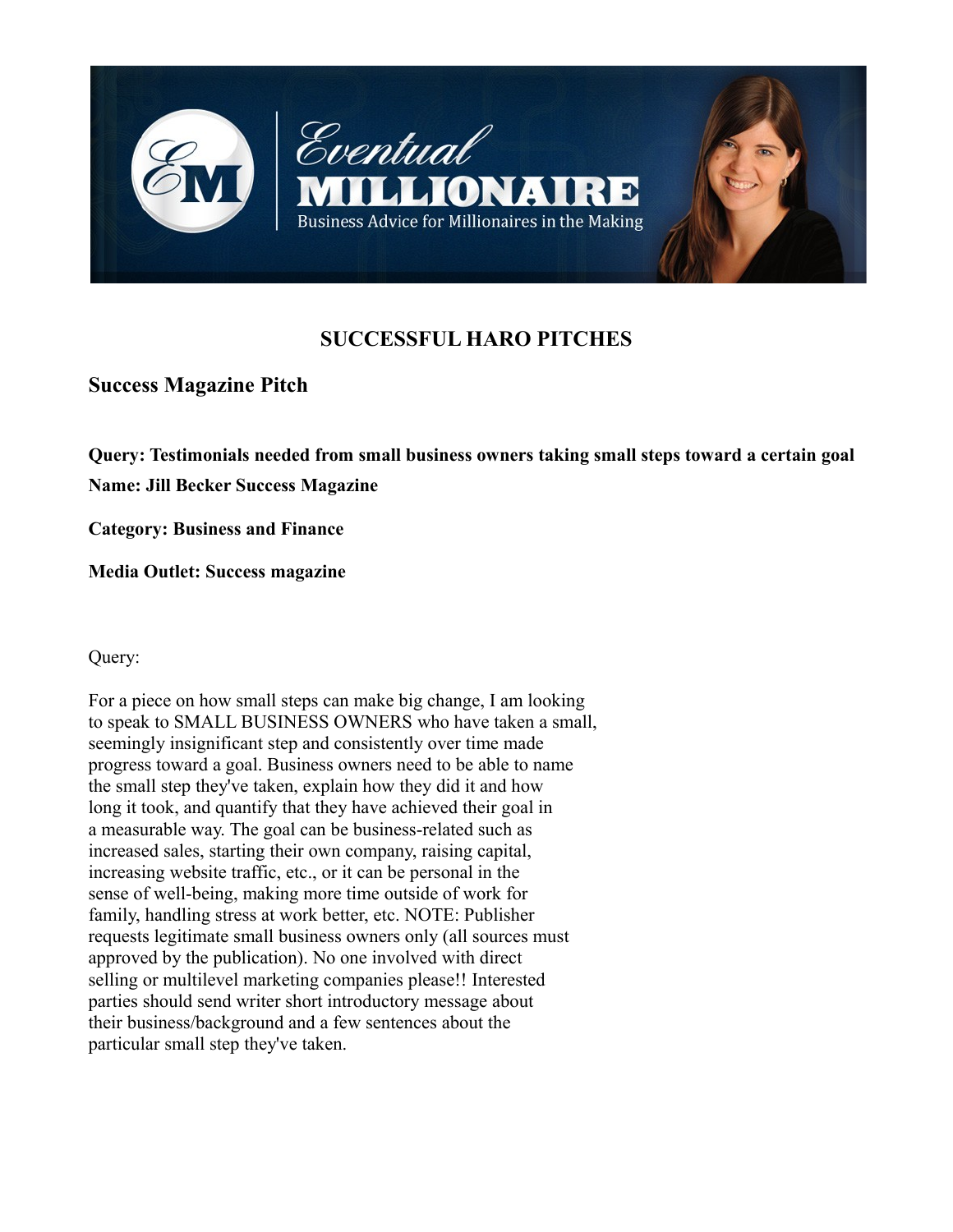# SUCCESSFUL HARO PITCHES

## Success Magazine Pitch

**Query: Testimonials needed from small business owners taking small steps toward a certain goal**

**Name: Jill Becker Success Magazine**

**Category: Business and Finance**

**Media Outlet: Success magazine**

Query:

For a piece on how small steps can make big change, I am looking to speak to SMALL BUSINESS OWNERS who have taken a small, seemingly insignificant step and consistently over time made progress toward a goal. Business owners need to be able to name the small step they've taken, explain how they did it and how long it took, and quantify that they have achieved their goal in a measurable way. The goal can be business-related such as increased sales, starting their own company, raising capital, increasing website traffic, etc., or it can be personal in the sense of well-being, making more time outside of work for family, handling stress at work better, etc. NOTE: Publisher requests legitimate small business owners only (all sources must approved by the publication). No one involved with direct selling or multilevel marketing companies please!! Interested parties should send writer short introductory message about their business/background and a few sentences about the particular small step they've taken.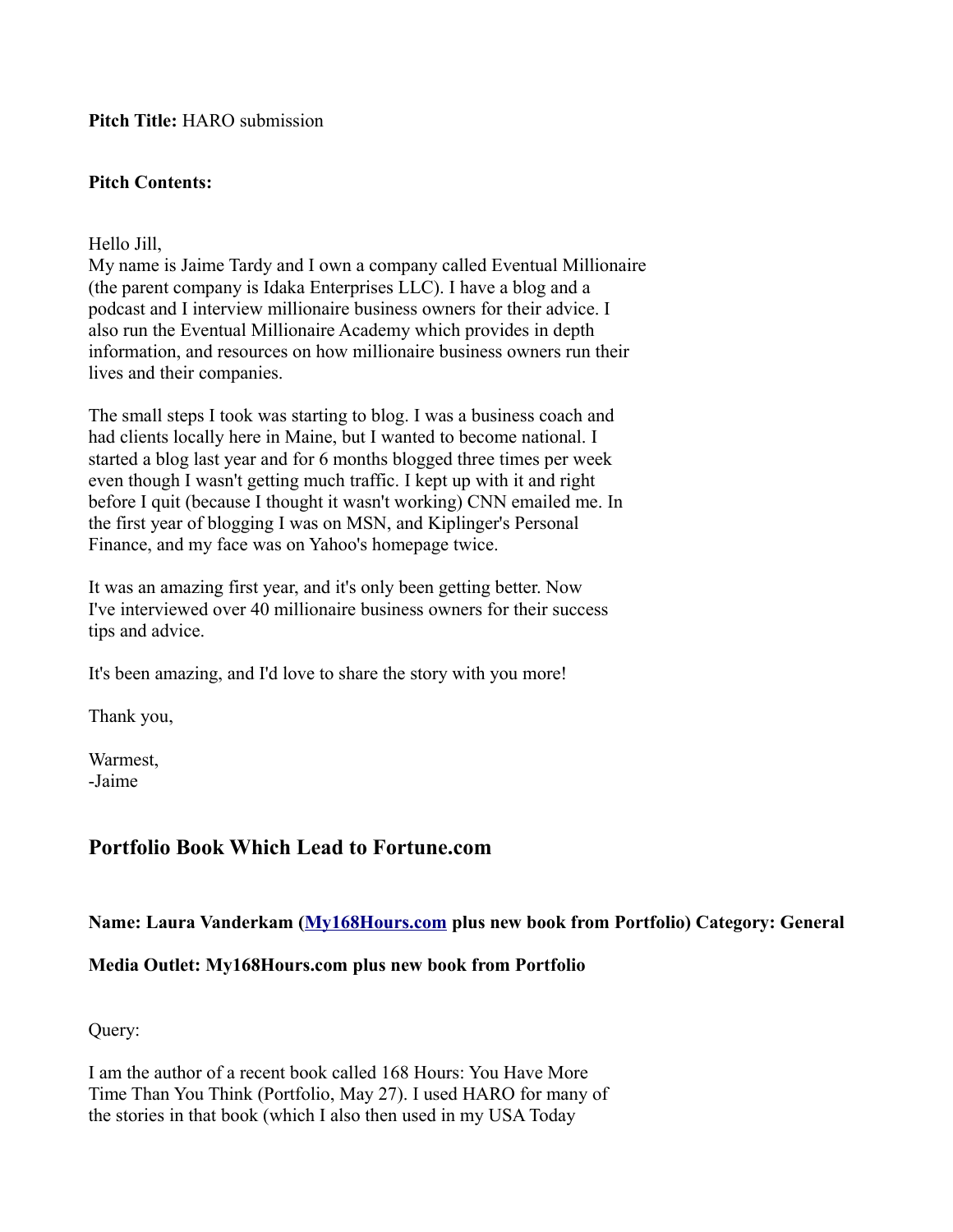**Pitch Title:** HARO submission

**Pitch Contents:**

Hello Jill,
My name is Jaime Tardy and I own a company called Eventual Millionaire (the parent company is Idaka Enterprises LLC). I have a blog and a podcast and I interview millionaire business owners for their advice. I also run the Eventual Millionaire Academy which provides in depth information, and resources on how millionaire business owners run their lives and their companies.

The small steps I took was starting to blog. I was a business coach and had clients locally here in Maine, but I wanted to become national. I started a blog last year and for 6 months blogged three times per week even though I wasn't getting much traffic. I kept up with it and right before I quit (because I thought it wasn't working) CNN emailed me. In the first year of blogging I was on MSN, and Kiplinger's Personal Finance, and my face was on Yahoo's homepage twice.

It was an amazing first year, and it's only been getting better. Now I've interviewed over 40 millionaire business owners for their success tips and advice.

It's been amazing, and I'd love to share the story with you more!

Thank you,

Warmest,
-Jaime

## Portfolio Book Which Lead to Fortune.com

**Name: Laura Vanderkam ([My168Hours.com](My168Hours.com) plus new book from Portfolio) Category: General**

**Media Outlet: My168Hours.com plus new book from Portfolio**

Query:

I am the author of a recent book called 168 Hours: You Have More Time Than You Think (Portfolio, May 27). I used HARO for many of the stories in that book (which I also then used in my USA Today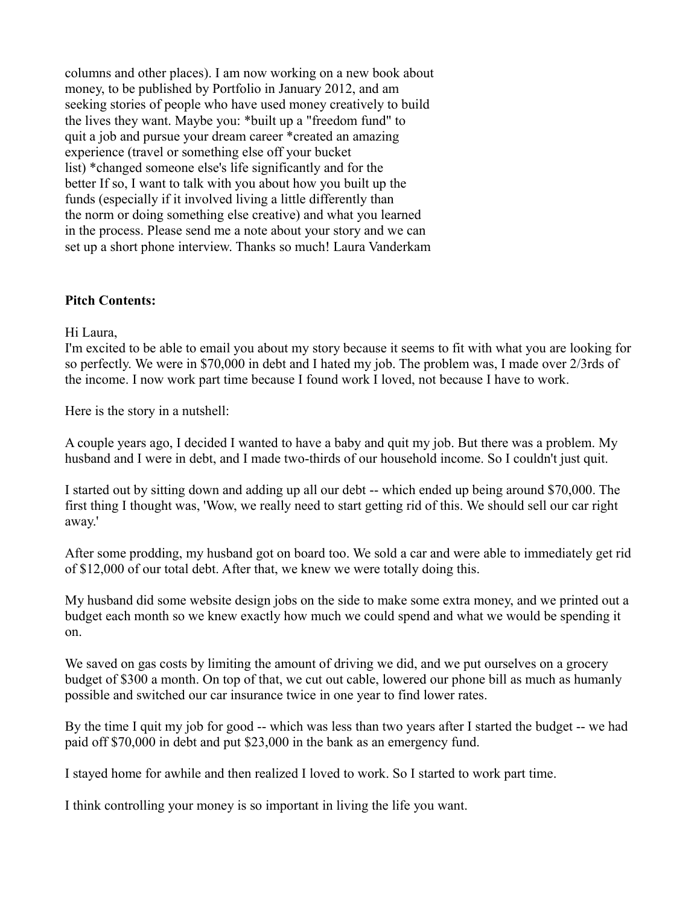columns and other places). I am now working on a new book about money, to be published by Portfolio in January 2012, and am seeking stories of people who have used money creatively to build the lives they want. Maybe you: *built up a "freedom fund" to quit a job and pursue your dream career *created an amazing experience (travel or something else off your bucket list) *changed someone else's life significantly and for the better If so, I want to talk with you about how you built up the funds (especially if it involved living a little differently than the norm or doing something else creative) and what you learned in the process. Please send me a note about your story and we can set up a short phone interview. Thanks so much! Laura Vanderkam

**Pitch Contents:**

Hi Laura,
I'm excited to be able to email you about my story because it seems to fit with what you are looking for so perfectly. We were in $70,000 in debt and I hated my job. The problem was, I made over 2/3rds of the income. I now work part time because I found work I loved, not because I have to work.

Here is the story in a nutshell:

A couple years ago, I decided I wanted to have a baby and quit my job. But there was a problem. My husband and I were in debt, and I made two-thirds of our household income. So I couldn't just quit.

I started out by sitting down and adding up all our debt -- which ended up being around $70,000. The first thing I thought was, 'Wow, we really need to start getting rid of this. We should sell our car right away.'

After some prodding, my husband got on board too. We sold a car and were able to immediately get rid of $12,000 of our total debt. After that, we knew we were totally doing this.

My husband did some website design jobs on the side to make some extra money, and we printed out a budget each month so we knew exactly how much we could spend and what we would be spending it on.

We saved on gas costs by limiting the amount of driving we did, and we put ourselves on a grocery budget of $300 a month. On top of that, we cut out cable, lowered our phone bill as much as humanly possible and switched our car insurance twice in one year to find lower rates.

By the time I quit my job for good -- which was less than two years after I started the budget -- we had paid off $70,000 in debt and put $23,000 in the bank as an emergency fund.

I stayed home for awhile and then realized I loved to work. So I started to work part time.

I think controlling your money is so important in living the life you want.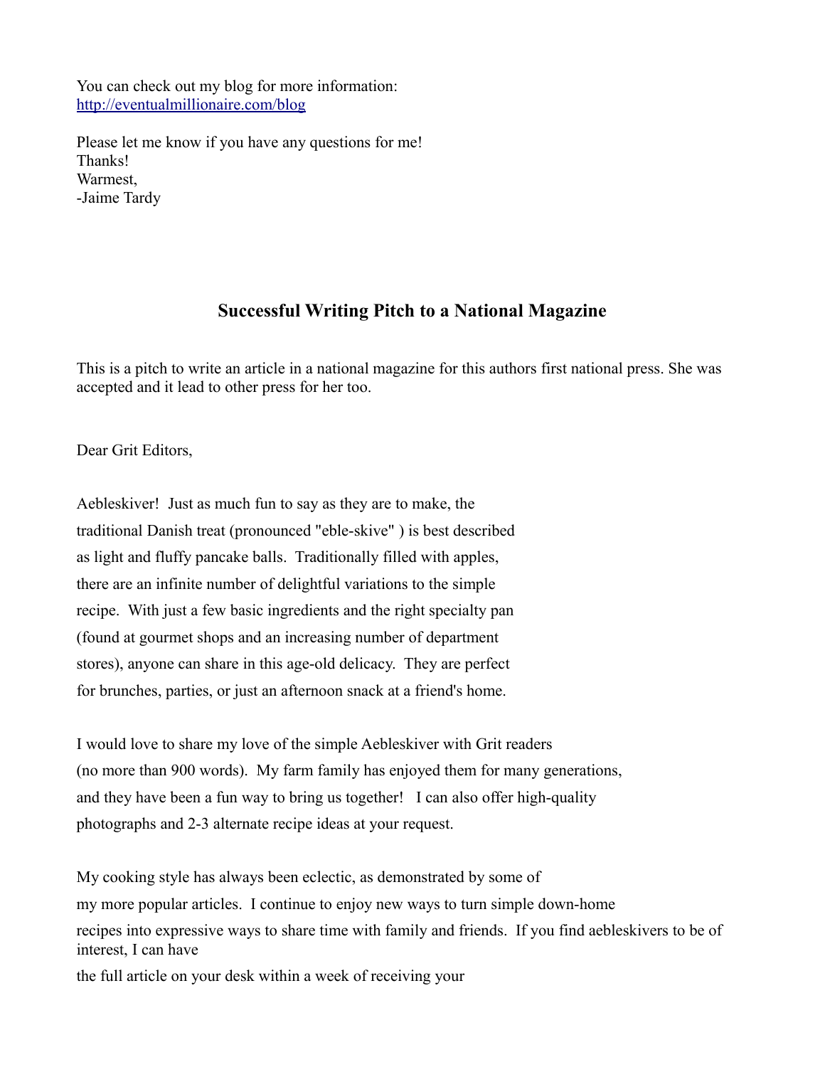You can check out my blog for more information:
http://eventualmillionaire.com/blog

Please let me know if you have any questions for me!
Thanks!
Warmest,
-Jaime Tardy

## Successful Writing Pitch to a National Magazine

This is a pitch to write an article in a national magazine for this authors first national press. She was accepted and it lead to other press for her too.

Dear Grit Editors,

Aebleskiver! Just as much fun to say as they are to make, the traditional Danish treat (pronounced "eble-skive" ) is best described as light and fluffy pancake balls. Traditionally filled with apples, there are an infinite number of delightful variations to the simple recipe. With just a few basic ingredients and the right specialty pan (found at gourmet shops and an increasing number of department stores), anyone can share in this age-old delicacy. They are perfect for brunches, parties, or just an afternoon snack at a friend's home.

I would love to share my love of the simple Aebleskiver with Grit readers (no more than 900 words). My farm family has enjoyed them for many generations, and they have been a fun way to bring us together! I can also offer high-quality photographs and 2-3 alternate recipe ideas at your request.

My cooking style has always been eclectic, as demonstrated by some of my more popular articles. I continue to enjoy new ways to turn simple down-home recipes into expressive ways to share time with family and friends. If you find aebleskivers to be of interest, I can have the full article on your desk within a week of receiving your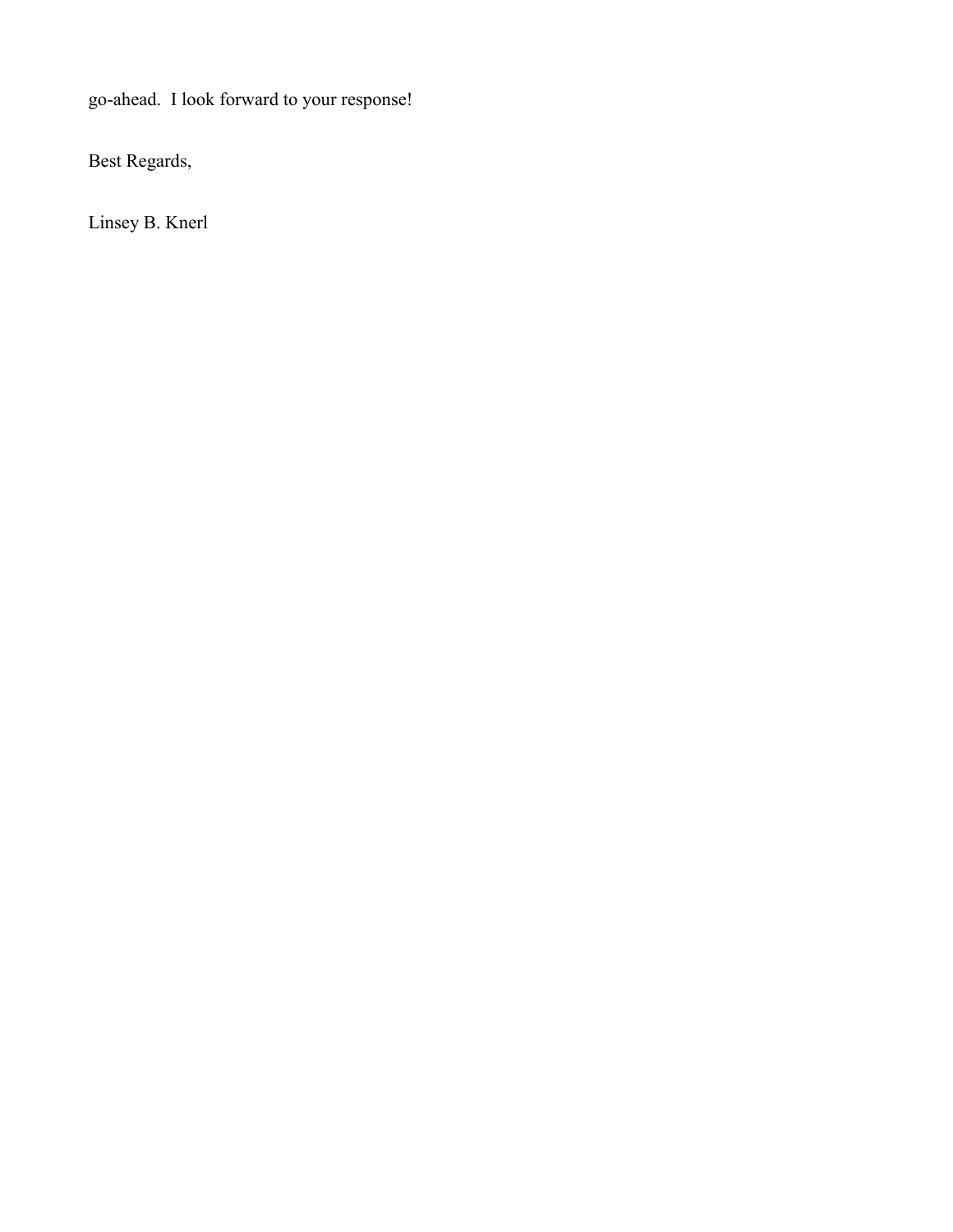go-ahead.  I look forward to your response!

Best Regards,

Linsey B. Knerl